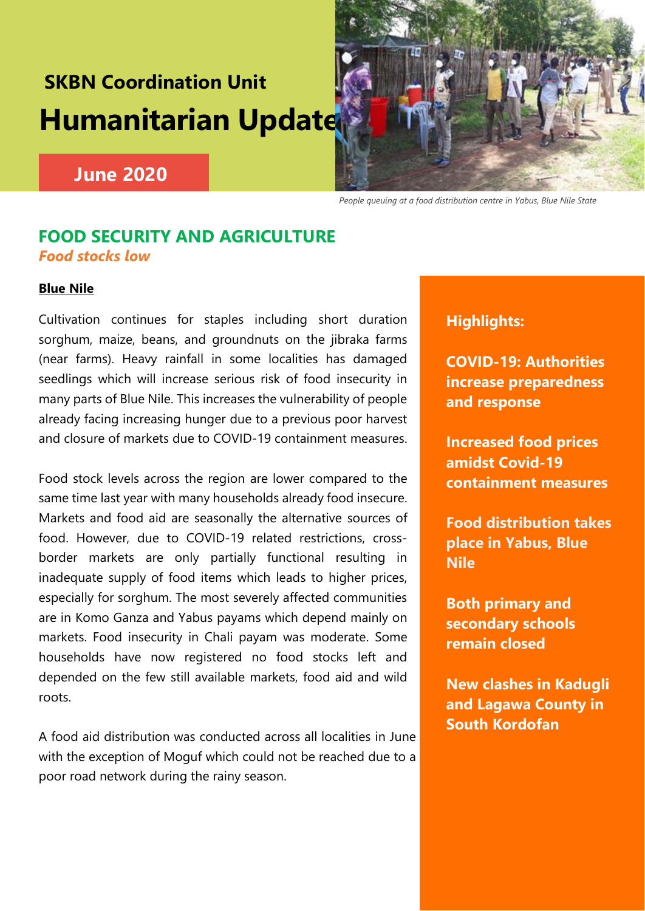## SKBN Coordination Unit

# Humanitarian Update

**June 2020**

*People queuing at a food distribution centre in Yabus, Blue Nile State*

## FOOD SECURITY AND AGRICULTURE

***Food stocks low***

**Blue Nile**

Cultivation continues for staples including short duration sorghum, maize, beans, and groundnuts on the jibraka farms (near farms). Heavy rainfall in some localities has damaged seedlings which will increase serious risk of food insecurity in many parts of Blue Nile. This increases the vulnerability of people already facing increasing hunger due to a previous poor harvest and closure of markets due to COVID-19 containment measures.

Food stock levels across the region are lower compared to the same time last year with many households already food insecure. Markets and food aid are seasonally the alternative sources of food. However, due to COVID-19 related restrictions, cross-border markets are only partially functional resulting in inadequate supply of food items which leads to higher prices, especially for sorghum. The most severely affected communities are in Komo Ganza and Yabus payams which depend mainly on markets. Food insecurity in Chali payam was moderate. Some households have now registered no food stocks left and depended on the few still available markets, food aid and wild roots.

A food aid distribution was conducted across all localities in June with the exception of Moguf which could not be reached due to a poor road network during the rainy season.

**Highlights:**

**COVID-19: Authorities increase preparedness and response**

**Increased food prices amidst Covid-19 containment measures**

**Food distribution takes place in Yabus, Blue Nile**

**Both primary and secondary schools remain closed**

**New clashes in Kadugli and Lagawa County in South Kordofan**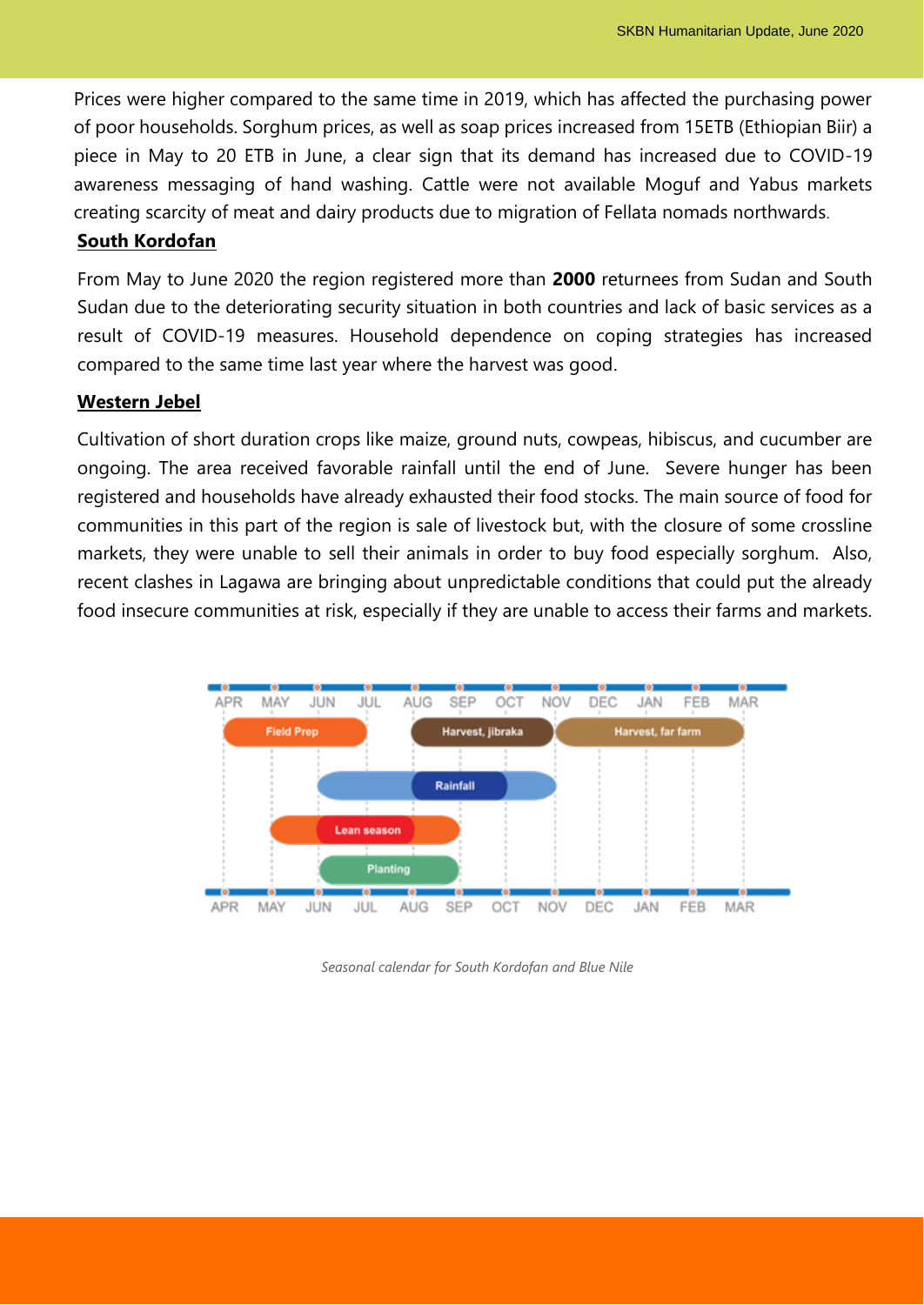Prices were higher compared to the same time in 2019, which has affected the purchasing power of poor households. Sorghum prices, as well as soap prices increased from 15ETB (Ethiopian Biir) a piece in May to 20 ETB in June, a clear sign that its demand has increased due to COVID-19 awareness messaging of hand washing. Cattle were not available Moguf and Yabus markets creating scarcity of meat and dairy products due to migration of Fellata nomads northwards.

## South Kordofan

From May to June 2020 the region registered more than **2000** returnees from Sudan and South Sudan due to the deteriorating security situation in both countries and lack of basic services as a result of COVID-19 measures. Household dependence on coping strategies has increased compared to the same time last year where the harvest was good.

## Western Jebel

Cultivation of short duration crops like maize, ground nuts, cowpeas, hibiscus, and cucumber are ongoing. The area received favorable rainfall until the end of June. Severe hunger has been registered and households have already exhausted their food stocks. The main source of food for communities in this part of the region is sale of livestock but, with the closure of some crossline markets, they were unable to sell their animals in order to buy food especially sorghum. Also, recent clashes in Lagawa are bringing about unpredictable conditions that could put the already food insecure communities at risk, especially if they are unable to access their farms and markets.

| APR | MAY | JUN | JUL | AUG | SEP | OCT | NOV | DEC | JAN | FEB | MAR |
|---|---|---|---|---|---|---|---|---|---|---|---|
| Field Prep | Field Prep | Field Prep | | Harvest, jibraka | Harvest, jibraka | Harvest, jibraka | Harvest, far farm | Harvest, far farm | Harvest, far farm | Harvest, far farm | |
| | | Rainfall | Rainfall | Rainfall | Rainfall | Rainfall | | | | | |
| | Lean season | Lean season | Lean season | Lean season | | | | | | | |
| | | Planting | Planting | Planting | | | | | | | |

*Seasonal calendar for South Kordofan and Blue Nile*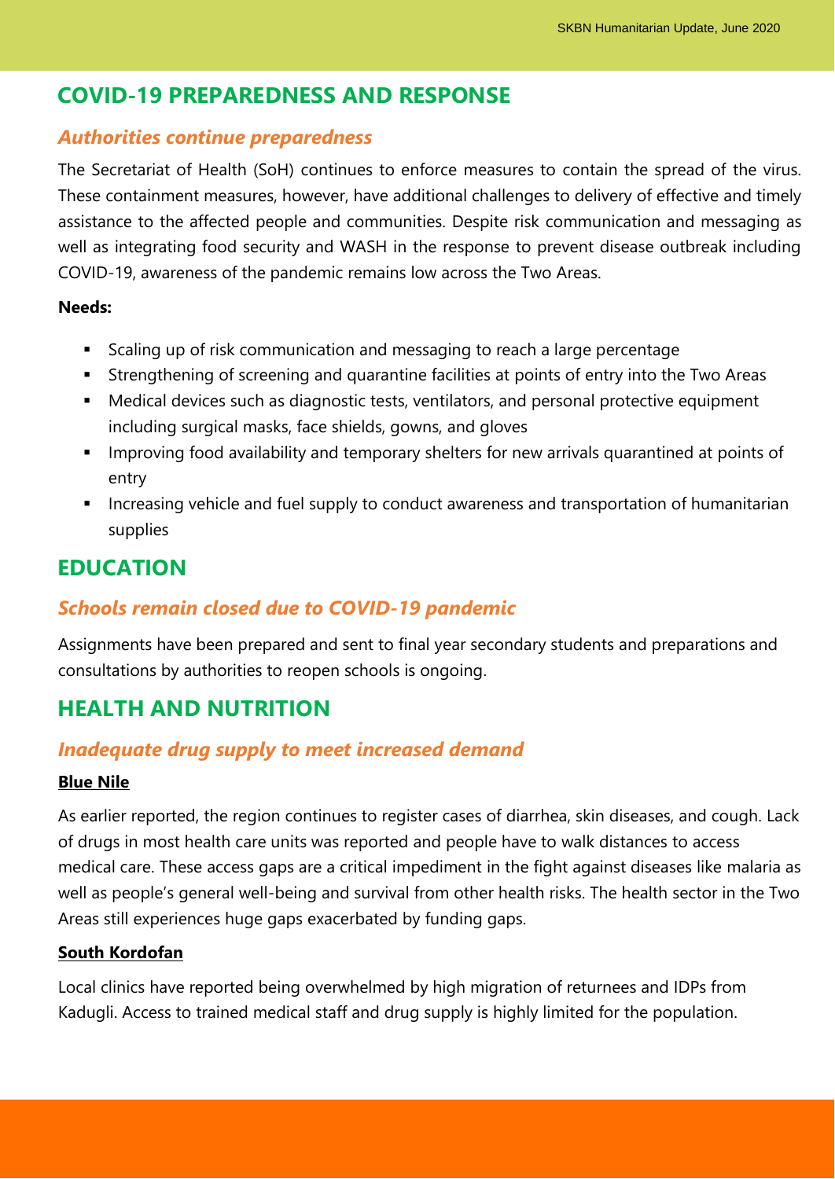## COVID-19 PREPAREDNESS AND RESPONSE

### *Authorities continue preparedness*

The Secretariat of Health (SoH) continues to enforce measures to contain the spread of the virus. These containment measures, however, have additional challenges to delivery of effective and timely assistance to the affected people and communities. Despite risk communication and messaging as well as integrating food security and WASH in the response to prevent disease outbreak including COVID-19, awareness of the pandemic remains low across the Two Areas.

**Needs:**

- Scaling up of risk communication and messaging to reach a large percentage
- Strengthening of screening and quarantine facilities at points of entry into the Two Areas
- Medical devices such as diagnostic tests, ventilators, and personal protective equipment including surgical masks, face shields, gowns, and gloves
- Improving food availability and temporary shelters for new arrivals quarantined at points of entry
- Increasing vehicle and fuel supply to conduct awareness and transportation of humanitarian supplies

## EDUCATION

### *Schools remain closed due to COVID-19 pandemic*

Assignments have been prepared and sent to final year secondary students and preparations and consultations by authorities to reopen schools is ongoing.

## HEALTH AND NUTRITION

### *Inadequate drug supply to meet increased demand*

**Blue Nile**

As earlier reported, the region continues to register cases of diarrhea, skin diseases, and cough. Lack of drugs in most health care units was reported and people have to walk distances to access medical care. These access gaps are a critical impediment in the fight against diseases like malaria as well as people's general well-being and survival from other health risks. The health sector in the Two Areas still experiences huge gaps exacerbated by funding gaps.

**South Kordofan**

Local clinics have reported being overwhelmed by high migration of returnees and IDPs from Kadugli. Access to trained medical staff and drug supply is highly limited for the population.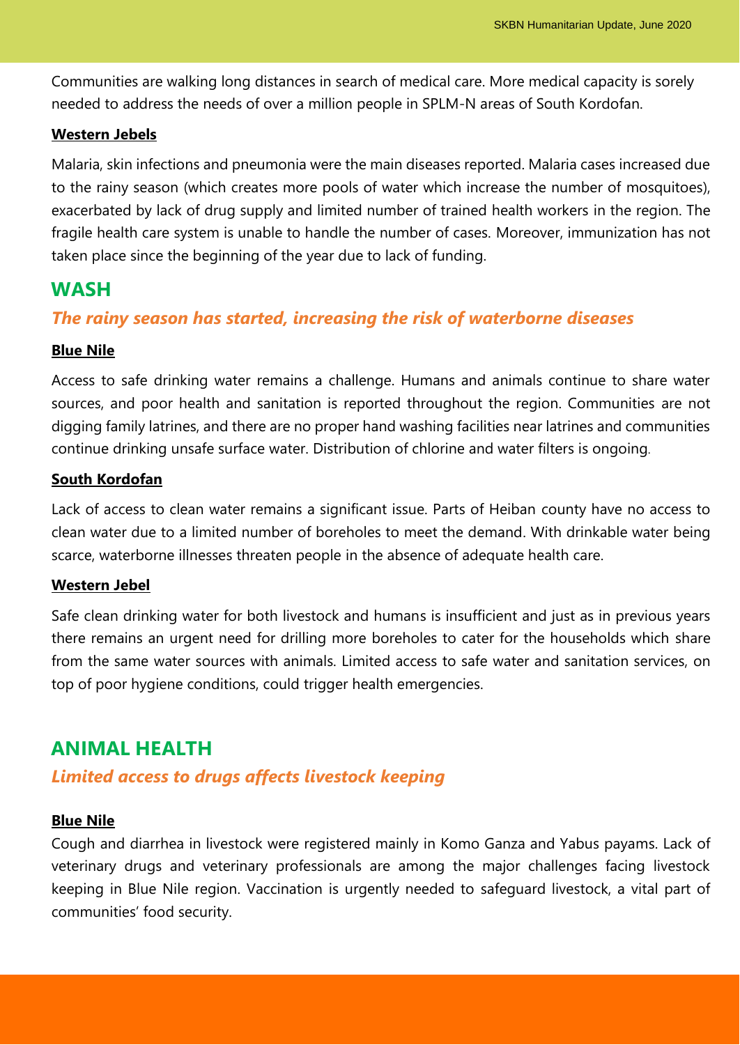Communities are walking long distances in search of medical care. More medical capacity is sorely needed to address the needs of over a million people in SPLM-N areas of South Kordofan.

**Western Jebels**

Malaria, skin infections and pneumonia were the main diseases reported. Malaria cases increased due to the rainy season (which creates more pools of water which increase the number of mosquitoes), exacerbated by lack of drug supply and limited number of trained health workers in the region. The fragile health care system is unable to handle the number of cases. Moreover, immunization has not taken place since the beginning of the year due to lack of funding.

## WASH

### *The rainy season has started, increasing the risk of waterborne diseases*

**Blue Nile**

Access to safe drinking water remains a challenge. Humans and animals continue to share water sources, and poor health and sanitation is reported throughout the region. Communities are not digging family latrines, and there are no proper hand washing facilities near latrines and communities continue drinking unsafe surface water. Distribution of chlorine and water filters is ongoing.

**South Kordofan**

Lack of access to clean water remains a significant issue. Parts of Heiban county have no access to clean water due to a limited number of boreholes to meet the demand. With drinkable water being scarce, waterborne illnesses threaten people in the absence of adequate health care.

**Western Jebel**

Safe clean drinking water for both livestock and humans is insufficient and just as in previous years there remains an urgent need for drilling more boreholes to cater for the households which share from the same water sources with animals. Limited access to safe water and sanitation services, on top of poor hygiene conditions, could trigger health emergencies.

## ANIMAL HEALTH

### *Limited access to drugs affects livestock keeping*

**Blue Nile**

Cough and diarrhea in livestock were registered mainly in Komo Ganza and Yabus payams. Lack of veterinary drugs and veterinary professionals are among the major challenges facing livestock keeping in Blue Nile region. Vaccination is urgently needed to safeguard livestock, a vital part of communities' food security.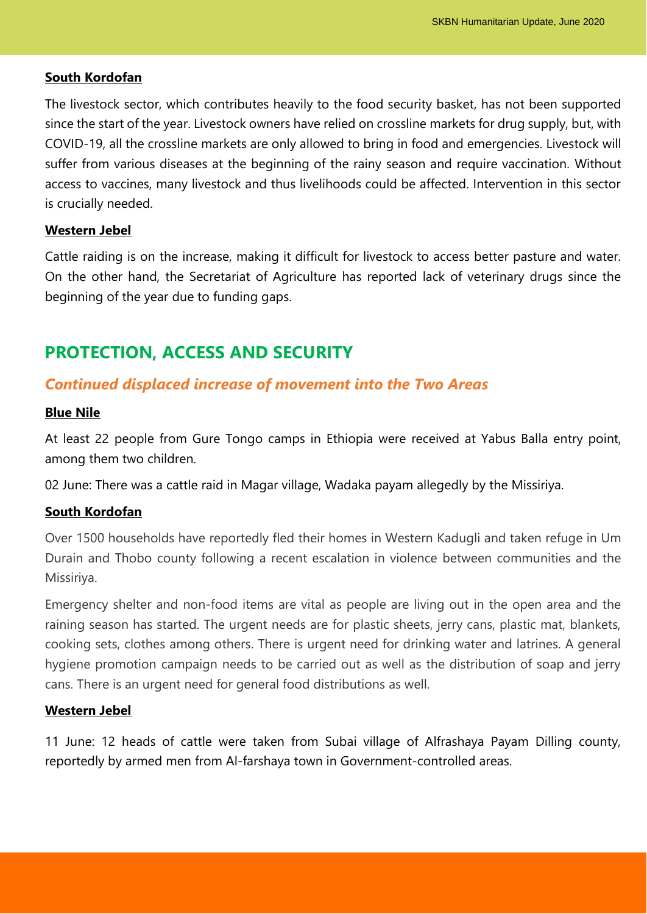**South Kordofan**

The livestock sector, which contributes heavily to the food security basket, has not been supported since the start of the year. Livestock owners have relied on crossline markets for drug supply, but, with COVID-19, all the crossline markets are only allowed to bring in food and emergencies. Livestock will suffer from various diseases at the beginning of the rainy season and require vaccination. Without access to vaccines, many livestock and thus livelihoods could be affected. Intervention in this sector is crucially needed.

**Western Jebel**

Cattle raiding is on the increase, making it difficult for livestock to access better pasture and water. On the other hand, the Secretariat of Agriculture has reported lack of veterinary drugs since the beginning of the year due to funding gaps.

## PROTECTION, ACCESS AND SECURITY

### *Continued displaced increase of movement into the Two Areas*

**Blue Nile**

At least 22 people from Gure Tongo camps in Ethiopia were received at Yabus Balla entry point, among them two children.

02 June: There was a cattle raid in Magar village, Wadaka payam allegedly by the Missiriya.

**South Kordofan**

Over 1500 households have reportedly fled their homes in Western Kadugli and taken refuge in Um Durain and Thobo county following a recent escalation in violence between communities and the Missiriya.

Emergency shelter and non-food items are vital as people are living out in the open area and the raining season has started. The urgent needs are for plastic sheets, jerry cans, plastic mat, blankets, cooking sets, clothes among others. There is urgent need for drinking water and latrines. A general hygiene promotion campaign needs to be carried out as well as the distribution of soap and jerry cans. There is an urgent need for general food distributions as well.

**Western Jebel**

11 June: 12 heads of cattle were taken from Subai village of Alfrashaya Payam Dilling county, reportedly by armed men from Al-farshaya town in Government-controlled areas.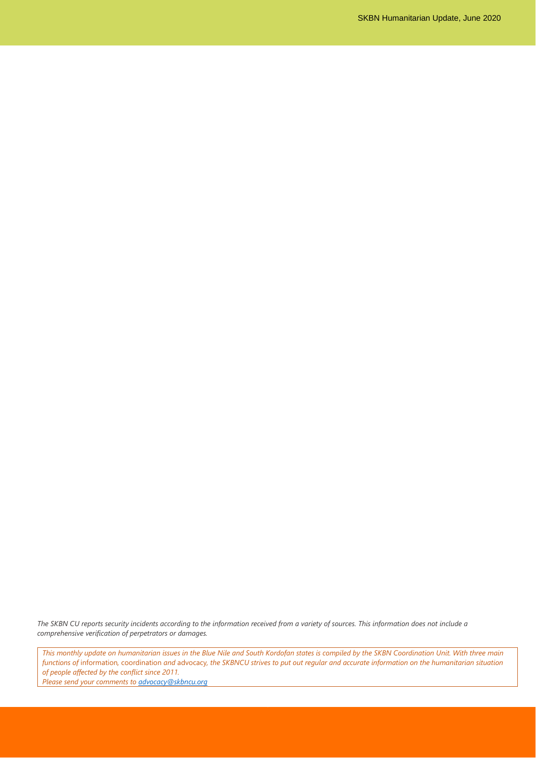*The SKBN CU reports security incidents according to the information received from a variety of sources. This information does not include a comprehensive verification of perpetrators or damages.*

*This monthly update on humanitarian issues in the Blue Nile and South Kordofan states is compiled by the SKBN Coordination Unit. With three main functions of* information, coordination *and* advocacy, *the SKBNCU strives to put out regular and accurate information on the humanitarian situation of people affected by the conflict since 2011.*
*Please send your comments to advocacy@skbncu.org*